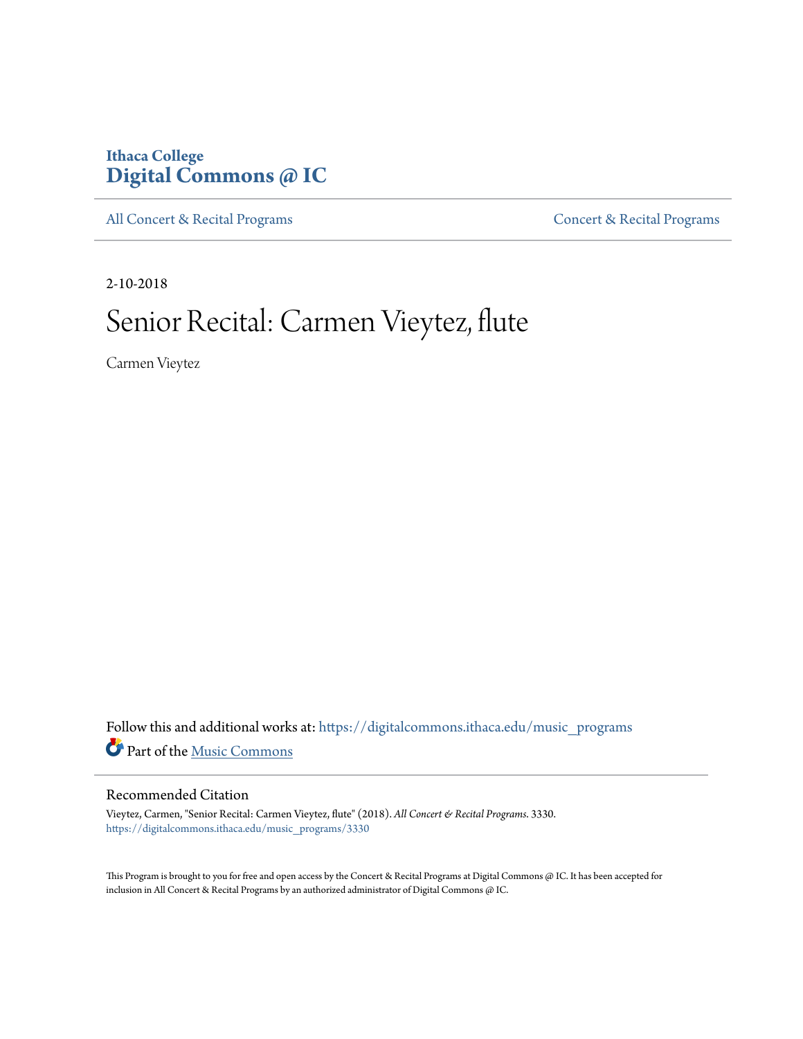Ithaca College
**Digital Commons @ IC**

All Concert & Recital Programs | Concert & Recital Programs

2-10-2018

# Senior Recital: Carmen Vieytez, flute

Carmen Vieytez

Follow this and additional works at: https://digitalcommons.ithaca.edu/music_programs

Part of the Music Commons

## Recommended Citation

Vieytez, Carmen, "Senior Recital: Carmen Vieytez, flute" (2018). *All Concert & Recital Programs*. 3330.
https://digitalcommons.ithaca.edu/music_programs/3330

This Program is brought to you for free and open access by the Concert & Recital Programs at Digital Commons @ IC. It has been accepted for inclusion in All Concert & Recital Programs by an authorized administrator of Digital Commons @ IC.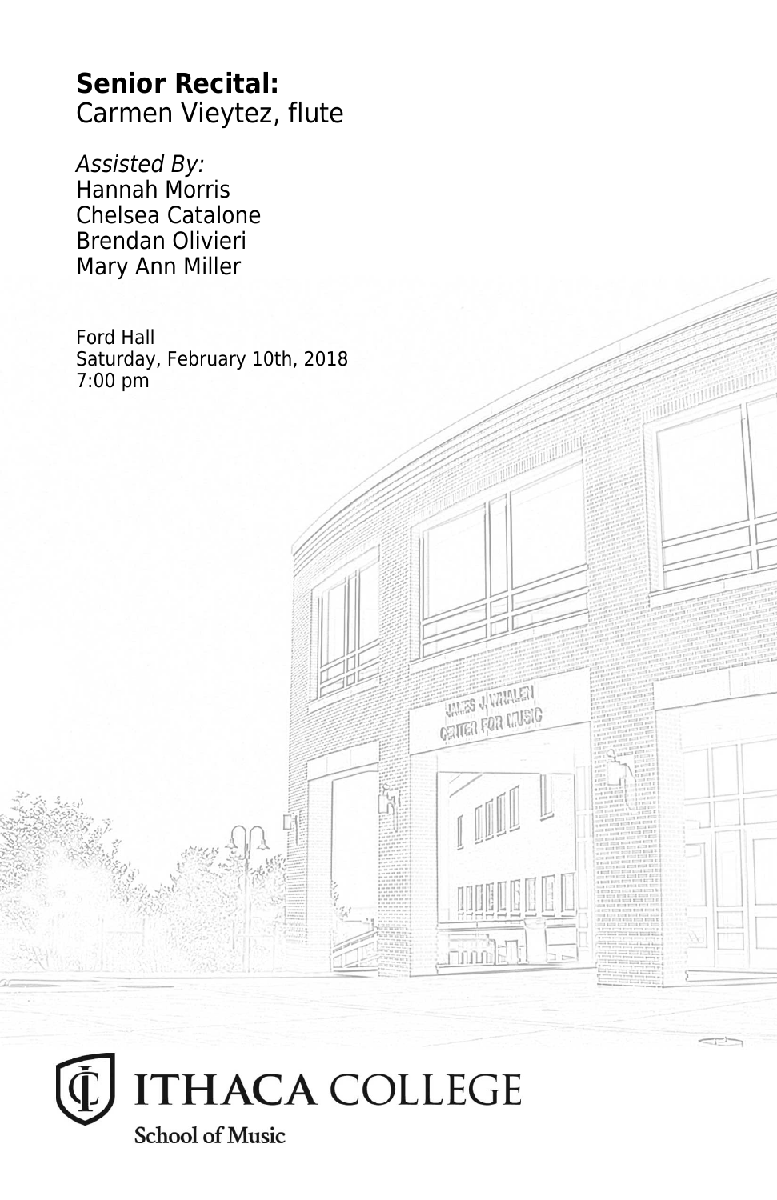**Senior Recital:**
Carmen Vieytez, flute

*Assisted By:*
Hannah Morris
Chelsea Catalone
Brendan Olivieri
Mary Ann Miller

Ford Hall
Saturday, February 10th, 2018
7:00 pm

ITHACA COLLEGE
School of Music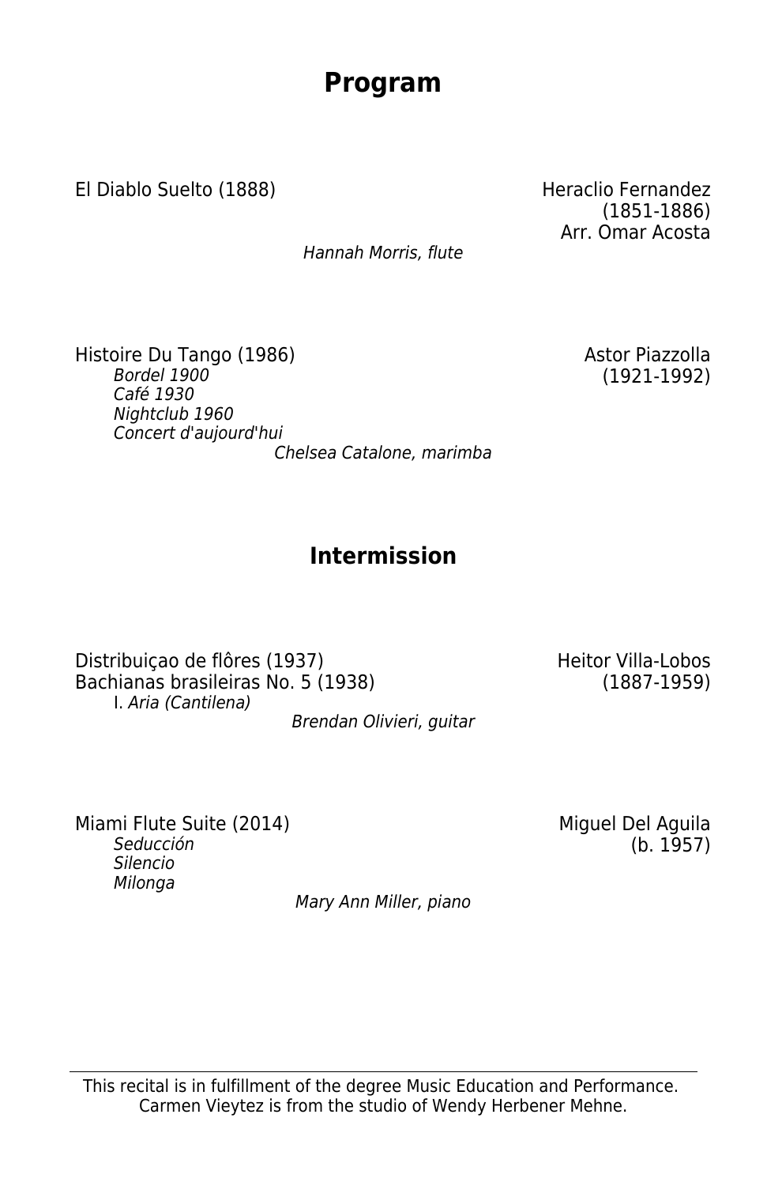# Program

El Diablo Suelto (1888) — Heraclio Fernandez (1851-1886), Arr. Omar Acosta

*Hannah Morris, flute*

Histoire Du Tango (1986) — Astor Piazzolla (1921-1992)

- *Bordel 1900*
- *Café 1930*
- *Nightclub 1960*
- *Concert d'aujourd'hui*

*Chelsea Catalone, marimba*

## Intermission

Distribuiçao de flôres (1937) — Heitor Villa-Lobos (1887-1959)

Bachianas brasileiras No. 5 (1938)

- I. *Aria (Cantilena)*

*Brendan Olivieri, guitar*

Miami Flute Suite (2014) — Miguel Del Aguila (b. 1957)

- *Seducción*
- *Silencio*
- *Milonga*

*Mary Ann Miller, piano*

---

This recital is in fulfillment of the degree Music Education and Performance.
Carmen Vieytez is from the studio of Wendy Herbener Mehne.